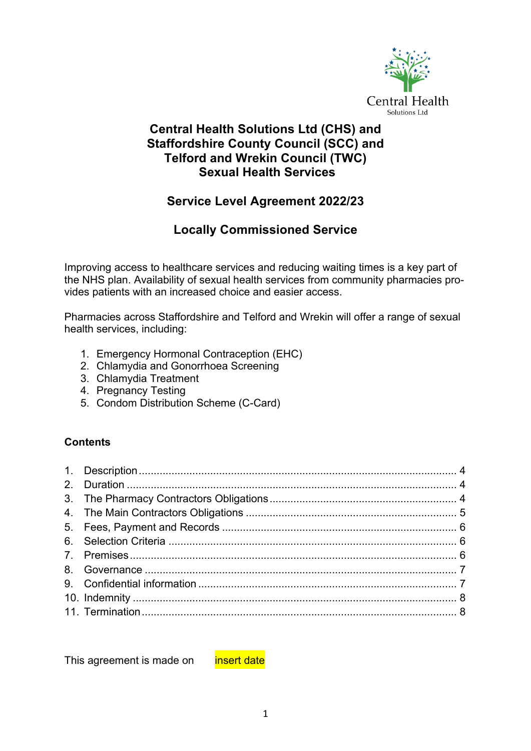Central Health
Solutions Ltd

# Central Health Solutions Ltd (CHS) and Staffordshire County Council (SCC) and Telford and Wrekin Council (TWC) Sexual Health Services

## Service Level Agreement 2022/23

## Locally Commissioned Service

Improving access to healthcare services and reducing waiting times is a key part of the NHS plan. Availability of sexual health services from community pharmacies provides patients with an increased choice and easier access.

Pharmacies across Staffordshire and Telford and Wrekin will offer a range of sexual health services, including:

1. Emergency Hormonal Contraception (EHC)
2. Chlamydia and Gonorrhoea Screening
3. Chlamydia Treatment
4. Pregnancy Testing
5. Condom Distribution Scheme (C-Card)

### Contents

1. Description .......... 4
2. Duration .......... 4
3. The Pharmacy Contractors Obligations .......... 4
4. The Main Contractors Obligations .......... 5
5. Fees, Payment and Records .......... 6
6. Selection Criteria .......... 6
7. Premises .......... 6
8. Governance .......... 7
9. Confidential information .......... 7
10. Indemnity .......... 8
11. Termination .......... 8

This agreement is made on insert date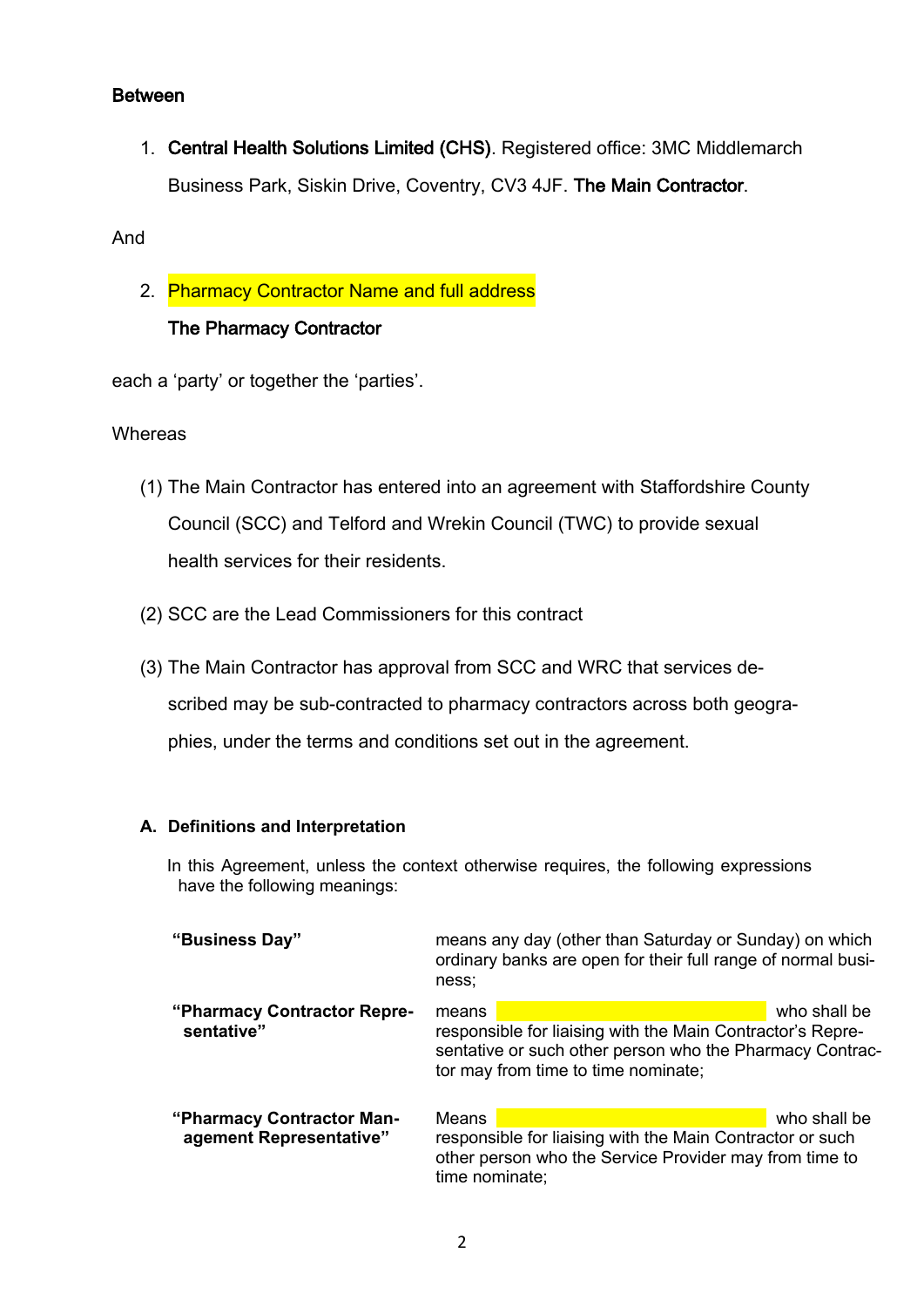**Between**

1. **Central Health Solutions Limited (CHS)**. Registered office: 3MC Middlemarch Business Park, Siskin Drive, Coventry, CV3 4JF. **The Main Contractor**.

And

2. Pharmacy Contractor Name and full address

   **The Pharmacy Contractor**

each a 'party' or together the 'parties'.

Whereas

(1) The Main Contractor has entered into an agreement with Staffordshire County Council (SCC) and Telford and Wrekin Council (TWC) to provide sexual health services for their residents.

(2) SCC are the Lead Commissioners for this contract

(3) The Main Contractor has approval from SCC and WRC that services described may be sub-contracted to pharmacy contractors across both geographies, under the terms and conditions set out in the agreement.

**A. Definitions and Interpretation**

In this Agreement, unless the context otherwise requires, the following expressions have the following meanings:

| | |
|---|---|
| **"Business Day"** | means any day (other than Saturday or Sunday) on which ordinary banks are open for their full range of normal business; |
| **"Pharmacy Contractor Representative"** | means _______________ who shall be responsible for liaising with the Main Contractor's Representative or such other person who the Pharmacy Contractor may from time to time nominate; |
| **"Pharmacy Contractor Management Representative"** | Means _______________ who shall be responsible for liaising with the Main Contractor or such other person who the Service Provider may from time to time nominate; |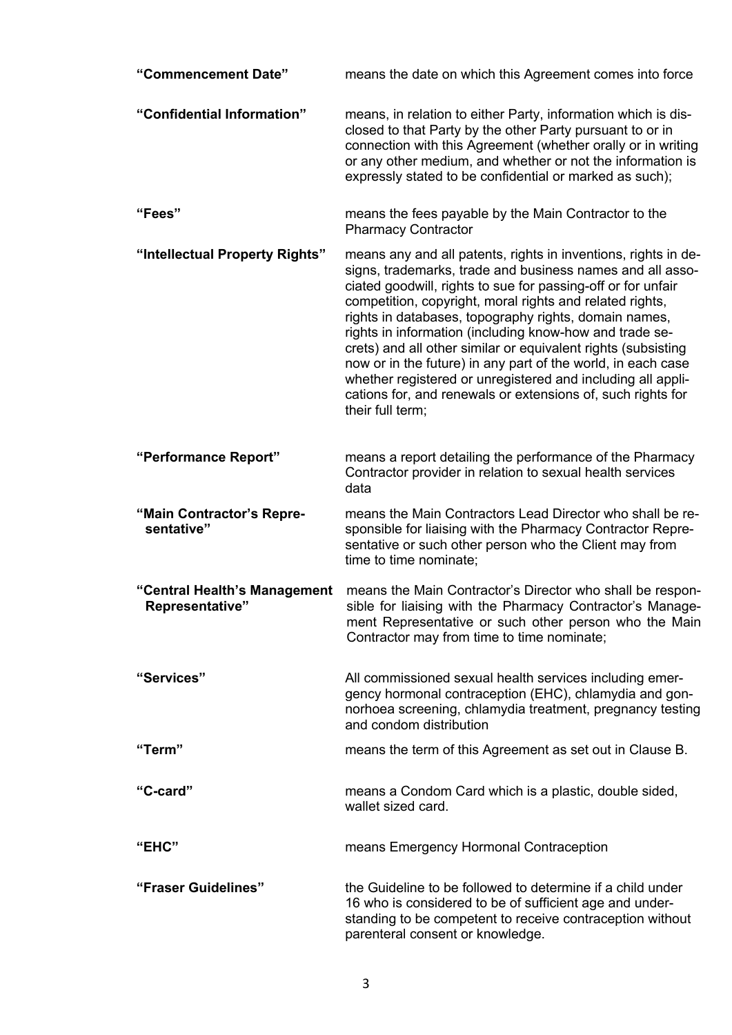| | |
|---|---|
| **"Commencement Date"** | means the date on which this Agreement comes into force |
| **"Confidential Information"** | means, in relation to either Party, information which is disclosed to that Party by the other Party pursuant to or in connection with this Agreement (whether orally or in writing or any other medium, and whether or not the information is expressly stated to be confidential or marked as such); |
| **"Fees"** | means the fees payable by the Main Contractor to the Pharmacy Contractor |
| **"Intellectual Property Rights"** | means any and all patents, rights in inventions, rights in designs, trademarks, trade and business names and all associated goodwill, rights to sue for passing-off or for unfair competition, copyright, moral rights and related rights, rights in databases, topography rights, domain names, rights in information (including know-how and trade secrets) and all other similar or equivalent rights (subsisting now or in the future) in any part of the world, in each case whether registered or unregistered and including all applications for, and renewals or extensions of, such rights for their full term; |
| **"Performance Report"** | means a report detailing the performance of the Pharmacy Contractor provider in relation to sexual health services data |
| **"Main Contractor's Representative"** | means the Main Contractors Lead Director who shall be responsible for liaising with the Pharmacy Contractor Representative or such other person who the Client may from time to time nominate; |
| **"Central Health's Management Representative"** | means the Main Contractor's Director who shall be responsible for liaising with the Pharmacy Contractor's Management Representative or such other person who the Main Contractor may from time to time nominate; |
| **"Services"** | All commissioned sexual health services including emergency hormonal contraception (EHC), chlamydia and gonnorhoea screening, chlamydia treatment, pregnancy testing and condom distribution |
| **"Term"** | means the term of this Agreement as set out in Clause B. |
| **"C-card"** | means a Condom Card which is a plastic, double sided, wallet sized card. |
| **"EHC"** | means Emergency Hormonal Contraception |
| **"Fraser Guidelines"** | the Guideline to be followed to determine if a child under 16 who is considered to be of sufficient age and understanding to be competent to receive contraception without parenteral consent or knowledge. |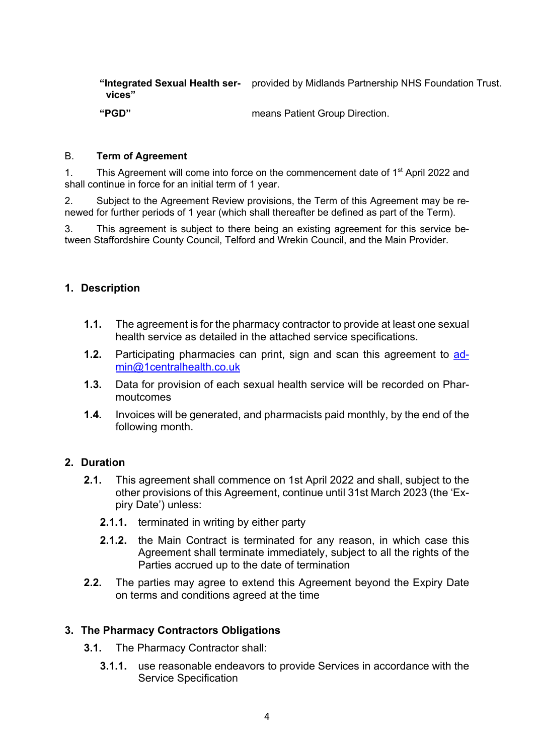| | |
|---|---|
| **“Integrated Sexual Health services”** | provided by Midlands Partnership NHS Foundation Trust. |
| **“PGD”** | means Patient Group Direction. |

B. **Term of Agreement**

1. This Agreement will come into force on the commencement date of 1st April 2022 and shall continue in force for an initial term of 1 year.

2. Subject to the Agreement Review provisions, the Term of this Agreement may be renewed for further periods of 1 year (which shall thereafter be defined as part of the Term).

3. This agreement is subject to there being an existing agreement for this service between Staffordshire County Council, Telford and Wrekin Council, and the Main Provider.

## 1. Description

**1.1.** The agreement is for the pharmacy contractor to provide at least one sexual health service as detailed in the attached service specifications.

**1.2.** Participating pharmacies can print, sign and scan this agreement to [admin@1centralhealth.co.uk](mailto:admin@1centralhealth.co.uk)

**1.3.** Data for provision of each sexual health service will be recorded on Pharmoutcomes

**1.4.** Invoices will be generated, and pharmacists paid monthly, by the end of the following month.

## 2. Duration

**2.1.** This agreement shall commence on 1st April 2022 and shall, subject to the other provisions of this Agreement, continue until 31st March 2023 (the ‘Expiry Date’) unless:

**2.1.1.** terminated in writing by either party

**2.1.2.** the Main Contract is terminated for any reason, in which case this Agreement shall terminate immediately, subject to all the rights of the Parties accrued up to the date of termination

**2.2.** The parties may agree to extend this Agreement beyond the Expiry Date on terms and conditions agreed at the time

## 3. The Pharmacy Contractors Obligations

**3.1.** The Pharmacy Contractor shall:

**3.1.1.** use reasonable endeavors to provide Services in accordance with the Service Specification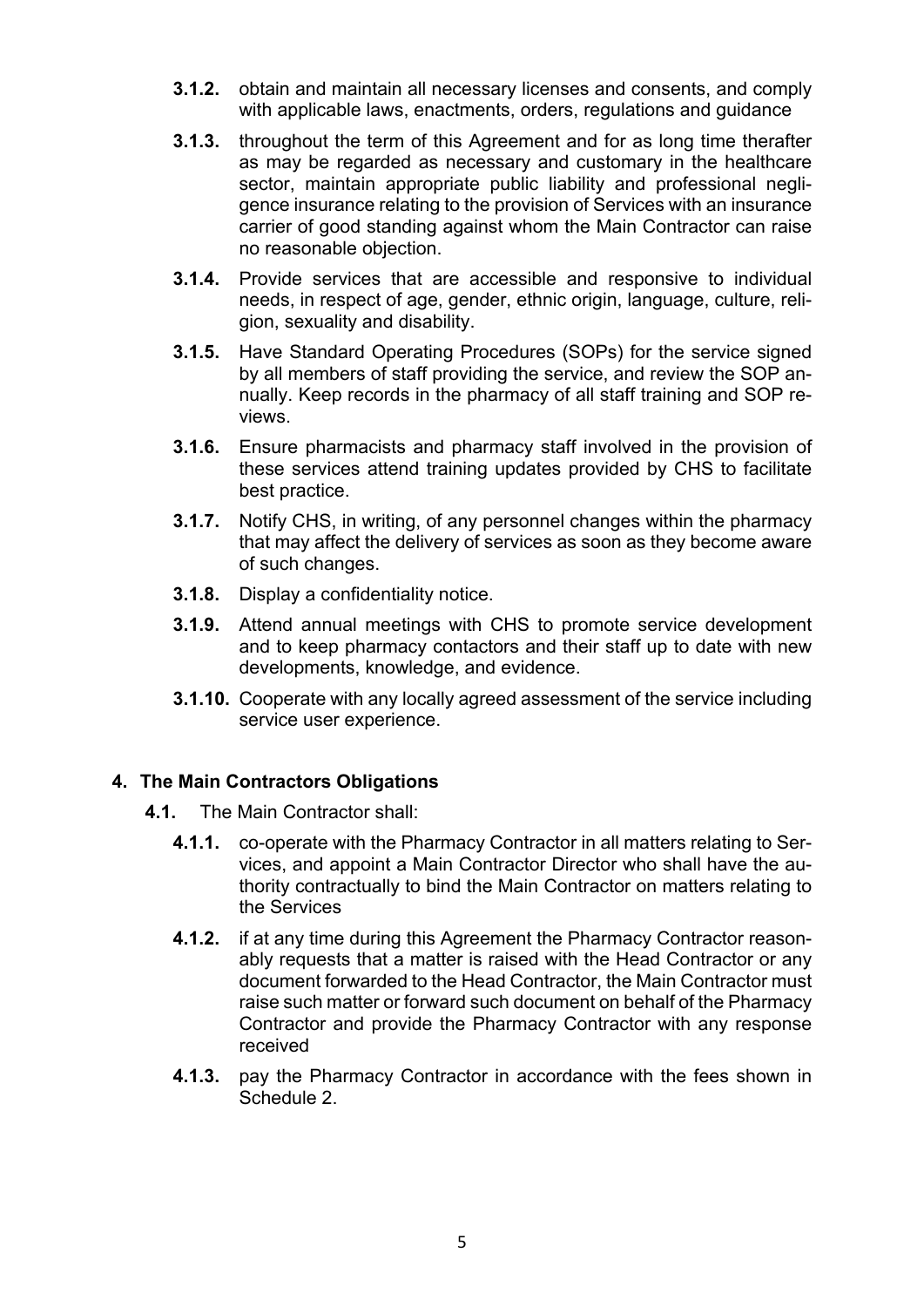**3.1.2.** obtain and maintain all necessary licenses and consents, and comply with applicable laws, enactments, orders, regulations and guidance

**3.1.3.** throughout the term of this Agreement and for as long time therafter as may be regarded as necessary and customary in the healthcare sector, maintain appropriate public liability and professional negligence insurance relating to the provision of Services with an insurance carrier of good standing against whom the Main Contractor can raise no reasonable objection.

**3.1.4.** Provide services that are accessible and responsive to individual needs, in respect of age, gender, ethnic origin, language, culture, religion, sexuality and disability.

**3.1.5.** Have Standard Operating Procedures (SOPs) for the service signed by all members of staff providing the service, and review the SOP annually. Keep records in the pharmacy of all staff training and SOP reviews.

**3.1.6.** Ensure pharmacists and pharmacy staff involved in the provision of these services attend training updates provided by CHS to facilitate best practice.

**3.1.7.** Notify CHS, in writing, of any personnel changes within the pharmacy that may affect the delivery of services as soon as they become aware of such changes.

**3.1.8.** Display a confidentiality notice.

**3.1.9.** Attend annual meetings with CHS to promote service development and to keep pharmacy contactors and their staff up to date with new developments, knowledge, and evidence.

**3.1.10.** Cooperate with any locally agreed assessment of the service including service user experience.

## 4. The Main Contractors Obligations

**4.1.** The Main Contractor shall:

**4.1.1.** co-operate with the Pharmacy Contractor in all matters relating to Services, and appoint a Main Contractor Director who shall have the authority contractually to bind the Main Contractor on matters relating to the Services

**4.1.2.** if at any time during this Agreement the Pharmacy Contractor reasonably requests that a matter is raised with the Head Contractor or any document forwarded to the Head Contractor, the Main Contractor must raise such matter or forward such document on behalf of the Pharmacy Contractor and provide the Pharmacy Contractor with any response received

**4.1.3.** pay the Pharmacy Contractor in accordance with the fees shown in Schedule 2.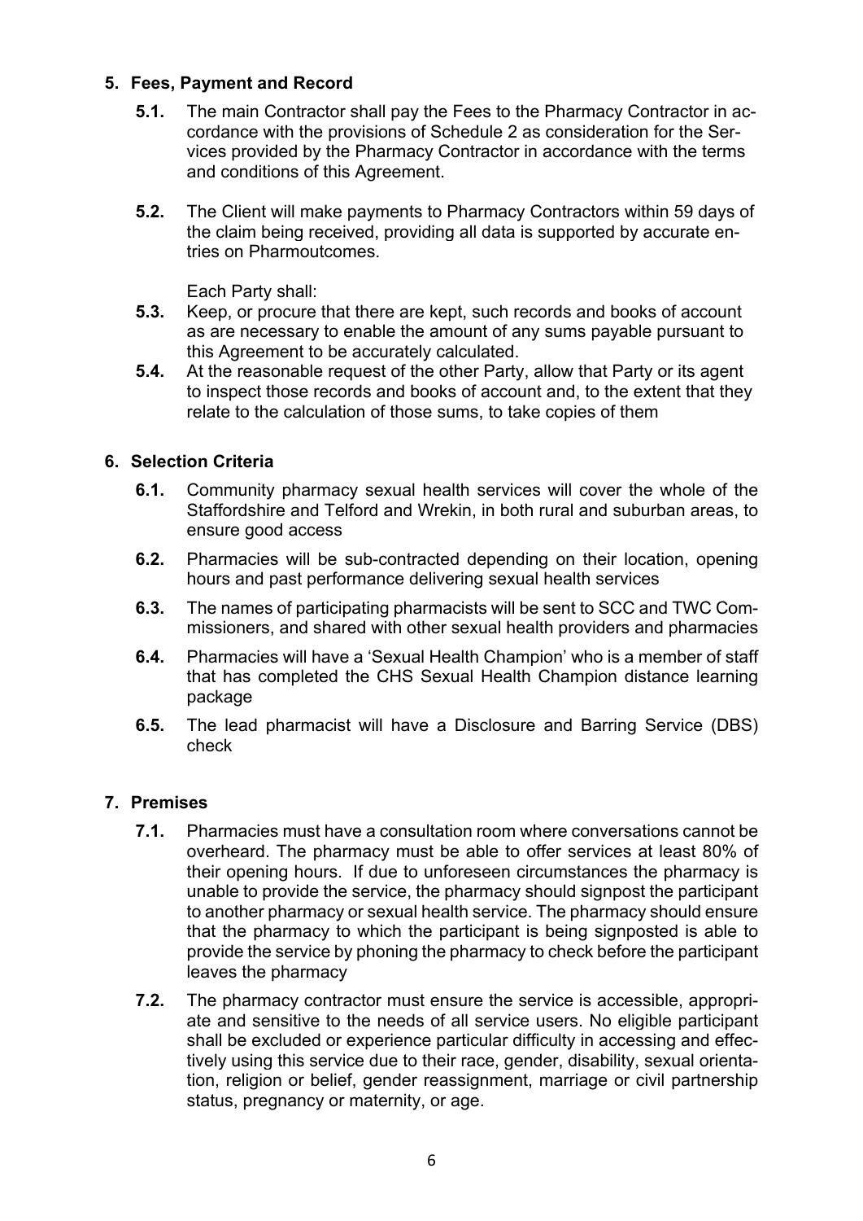## 5. Fees, Payment and Record

**5.1.** The main Contractor shall pay the Fees to the Pharmacy Contractor in accordance with the provisions of Schedule 2 as consideration for the Services provided by the Pharmacy Contractor in accordance with the terms and conditions of this Agreement.

**5.2.** The Client will make payments to Pharmacy Contractors within 59 days of the claim being received, providing all data is supported by accurate entries on Pharmoutcomes.

Each Party shall:

**5.3.** Keep, or procure that there are kept, such records and books of account as are necessary to enable the amount of any sums payable pursuant to this Agreement to be accurately calculated.

**5.4.** At the reasonable request of the other Party, allow that Party or its agent to inspect those records and books of account and, to the extent that they relate to the calculation of those sums, to take copies of them

## 6. Selection Criteria

**6.1.** Community pharmacy sexual health services will cover the whole of the Staffordshire and Telford and Wrekin, in both rural and suburban areas, to ensure good access

**6.2.** Pharmacies will be sub-contracted depending on their location, opening hours and past performance delivering sexual health services

**6.3.** The names of participating pharmacists will be sent to SCC and TWC Commissioners, and shared with other sexual health providers and pharmacies

**6.4.** Pharmacies will have a 'Sexual Health Champion' who is a member of staff that has completed the CHS Sexual Health Champion distance learning package

**6.5.** The lead pharmacist will have a Disclosure and Barring Service (DBS) check

## 7. Premises

**7.1.** Pharmacies must have a consultation room where conversations cannot be overheard. The pharmacy must be able to offer services at least 80% of their opening hours. If due to unforeseen circumstances the pharmacy is unable to provide the service, the pharmacy should signpost the participant to another pharmacy or sexual health service. The pharmacy should ensure that the pharmacy to which the participant is being signposted is able to provide the service by phoning the pharmacy to check before the participant leaves the pharmacy

**7.2.** The pharmacy contractor must ensure the service is accessible, appropriate and sensitive to the needs of all service users. No eligible participant shall be excluded or experience particular difficulty in accessing and effectively using this service due to their race, gender, disability, sexual orientation, religion or belief, gender reassignment, marriage or civil partnership status, pregnancy or maternity, or age.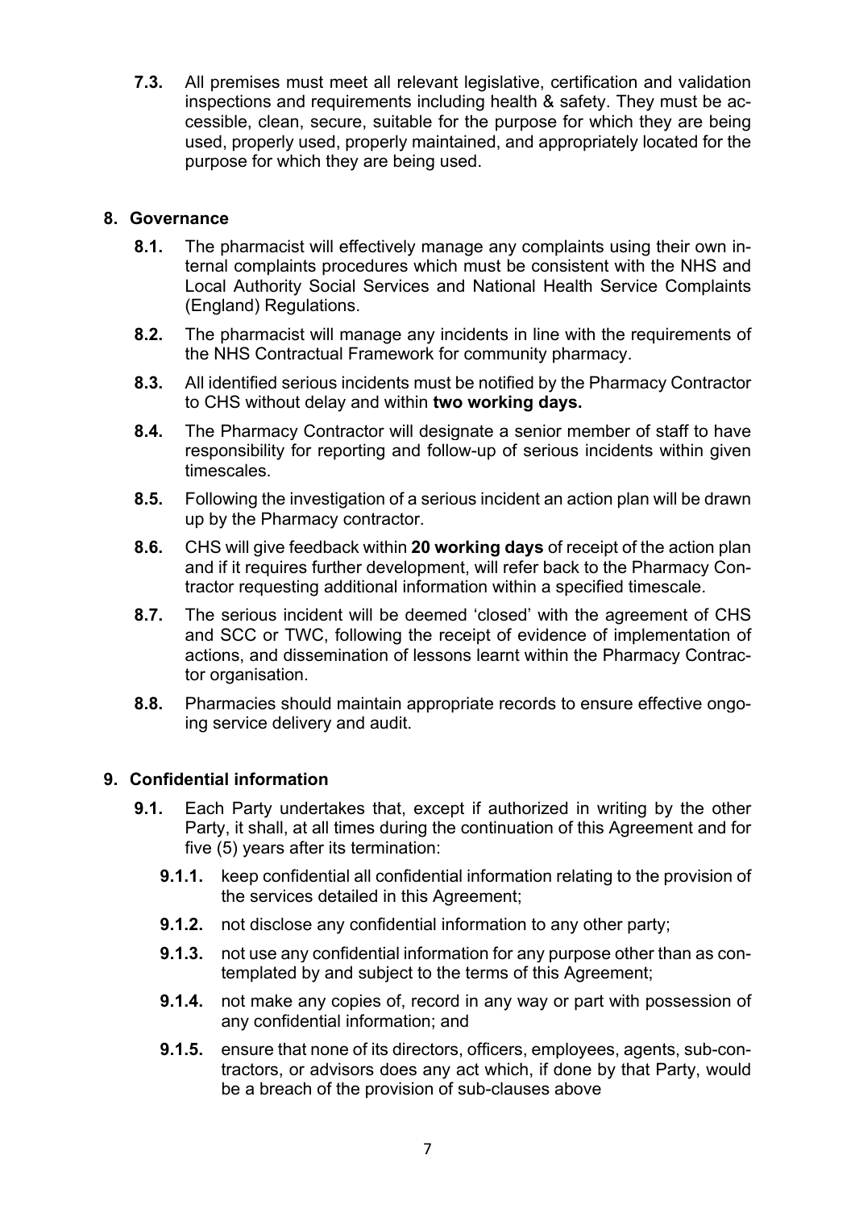**7.3.** All premises must meet all relevant legislative, certification and validation inspections and requirements including health & safety. They must be accessible, clean, secure, suitable for the purpose for which they are being used, properly used, properly maintained, and appropriately located for the purpose for which they are being used.

## 8. Governance

**8.1.** The pharmacist will effectively manage any complaints using their own internal complaints procedures which must be consistent with the NHS and Local Authority Social Services and National Health Service Complaints (England) Regulations.

**8.2.** The pharmacist will manage any incidents in line with the requirements of the NHS Contractual Framework for community pharmacy.

**8.3.** All identified serious incidents must be notified by the Pharmacy Contractor to CHS without delay and within **two working days.**

**8.4.** The Pharmacy Contractor will designate a senior member of staff to have responsibility for reporting and follow-up of serious incidents within given timescales.

**8.5.** Following the investigation of a serious incident an action plan will be drawn up by the Pharmacy contractor.

**8.6.** CHS will give feedback within **20 working days** of receipt of the action plan and if it requires further development, will refer back to the Pharmacy Contractor requesting additional information within a specified timescale.

**8.7.** The serious incident will be deemed 'closed' with the agreement of CHS and SCC or TWC, following the receipt of evidence of implementation of actions, and dissemination of lessons learnt within the Pharmacy Contractor organisation.

**8.8.** Pharmacies should maintain appropriate records to ensure effective ongoing service delivery and audit.

## 9. Confidential information

**9.1.** Each Party undertakes that, except if authorized in writing by the other Party, it shall, at all times during the continuation of this Agreement and for five (5) years after its termination:

- **9.1.1.** keep confidential all confidential information relating to the provision of the services detailed in this Agreement;
- **9.1.2.** not disclose any confidential information to any other party;
- **9.1.3.** not use any confidential information for any purpose other than as contemplated by and subject to the terms of this Agreement;
- **9.1.4.** not make any copies of, record in any way or part with possession of any confidential information; and
- **9.1.5.** ensure that none of its directors, officers, employees, agents, sub-contractors, or advisors does any act which, if done by that Party, would be a breach of the provision of sub-clauses above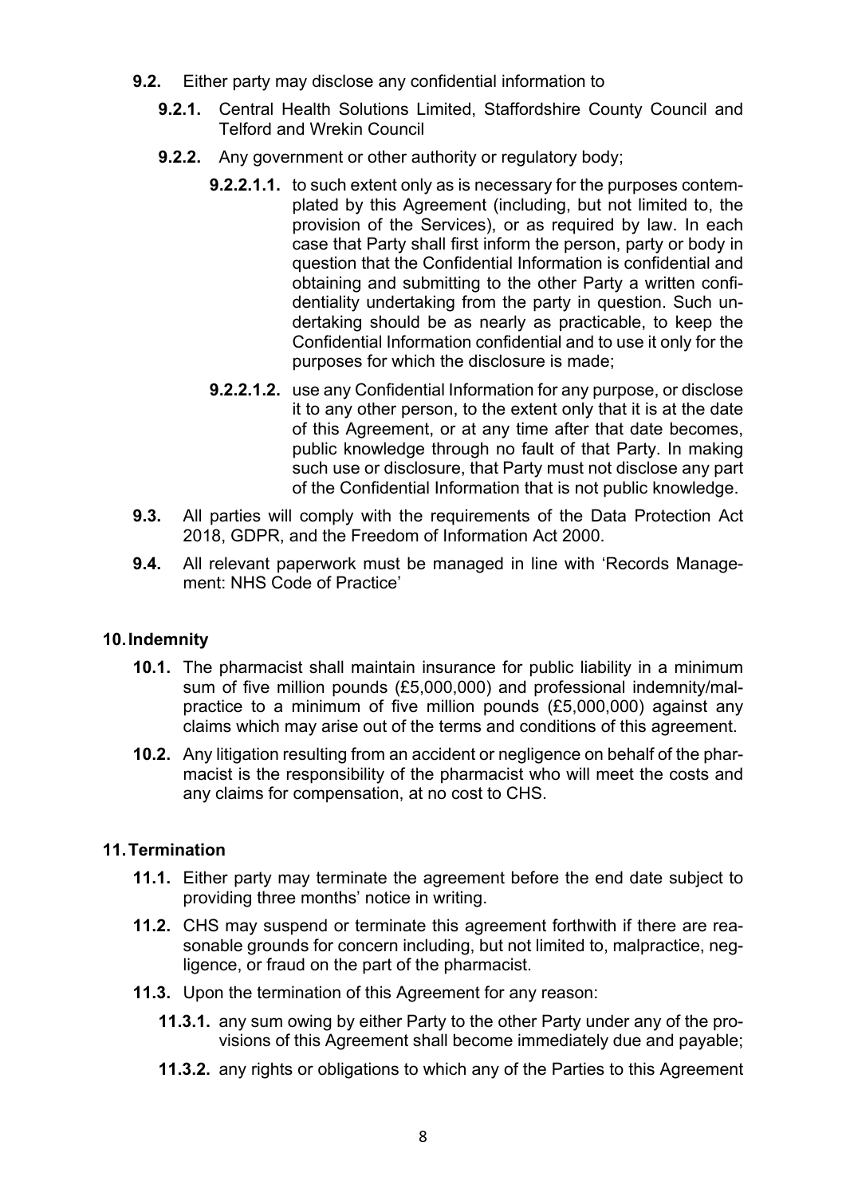- **9.2.** Either party may disclose any confidential information to
  - **9.2.1.** Central Health Solutions Limited, Staffordshire County Council and Telford and Wrekin Council
  - **9.2.2.** Any government or other authority or regulatory body;
    - **9.2.2.1.1.** to such extent only as is necessary for the purposes contemplated by this Agreement (including, but not limited to, the provision of the Services), or as required by law. In each case that Party shall first inform the person, party or body in question that the Confidential Information is confidential and obtaining and submitting to the other Party a written confidentiality undertaking from the party in question. Such undertaking should be as nearly as practicable, to keep the Confidential Information confidential and to use it only for the purposes for which the disclosure is made;
    - **9.2.2.1.2.** use any Confidential Information for any purpose, or disclose it to any other person, to the extent only that it is at the date of this Agreement, or at any time after that date becomes, public knowledge through no fault of that Party. In making such use or disclosure, that Party must not disclose any part of the Confidential Information that is not public knowledge.
- **9.3.** All parties will comply with the requirements of the Data Protection Act 2018, GDPR, and the Freedom of Information Act 2000.
- **9.4.** All relevant paperwork must be managed in line with 'Records Management: NHS Code of Practice'

## 10. Indemnity

- **10.1.** The pharmacist shall maintain insurance for public liability in a minimum sum of five million pounds (£5,000,000) and professional indemnity/malpractice to a minimum of five million pounds (£5,000,000) against any claims which may arise out of the terms and conditions of this agreement.
- **10.2.** Any litigation resulting from an accident or negligence on behalf of the pharmacist is the responsibility of the pharmacist who will meet the costs and any claims for compensation, at no cost to CHS.

## 11. Termination

- **11.1.** Either party may terminate the agreement before the end date subject to providing three months' notice in writing.
- **11.2.** CHS may suspend or terminate this agreement forthwith if there are reasonable grounds for concern including, but not limited to, malpractice, negligence, or fraud on the part of the pharmacist.
- **11.3.** Upon the termination of this Agreement for any reason:
  - **11.3.1.** any sum owing by either Party to the other Party under any of the provisions of this Agreement shall become immediately due and payable;
  - **11.3.2.** any rights or obligations to which any of the Parties to this Agreement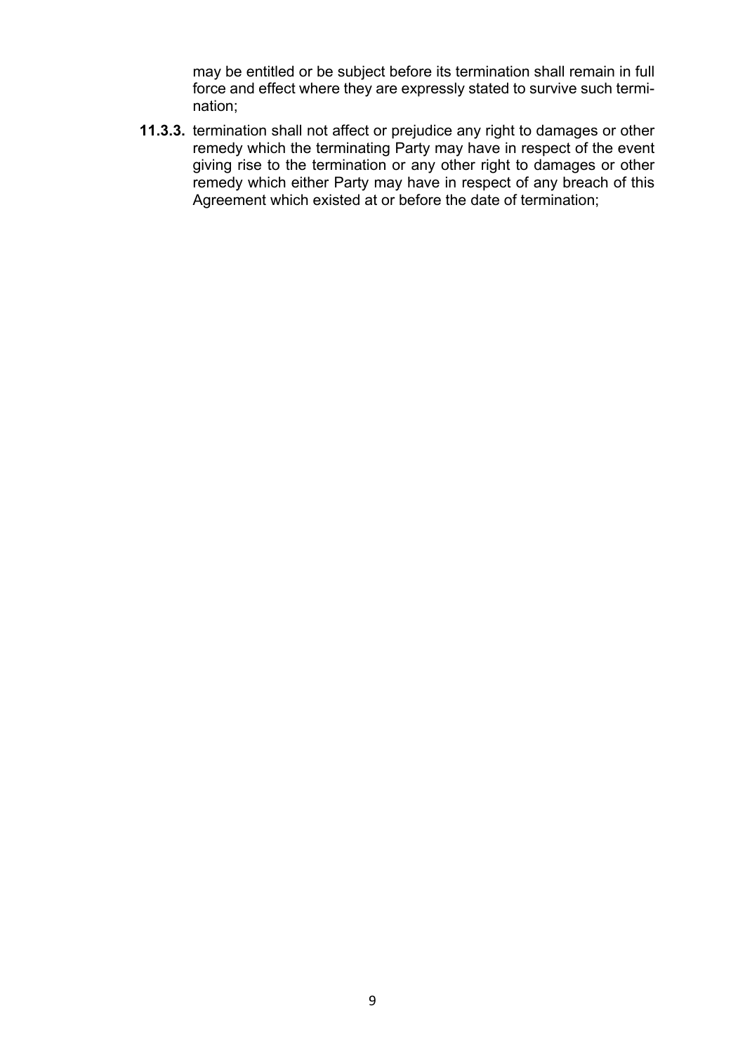may be entitled or be subject before its termination shall remain in full force and effect where they are expressly stated to survive such termination;

**11.3.3.** termination shall not affect or prejudice any right to damages or other remedy which the terminating Party may have in respect of the event giving rise to the termination or any other right to damages or other remedy which either Party may have in respect of any breach of this Agreement which existed at or before the date of termination;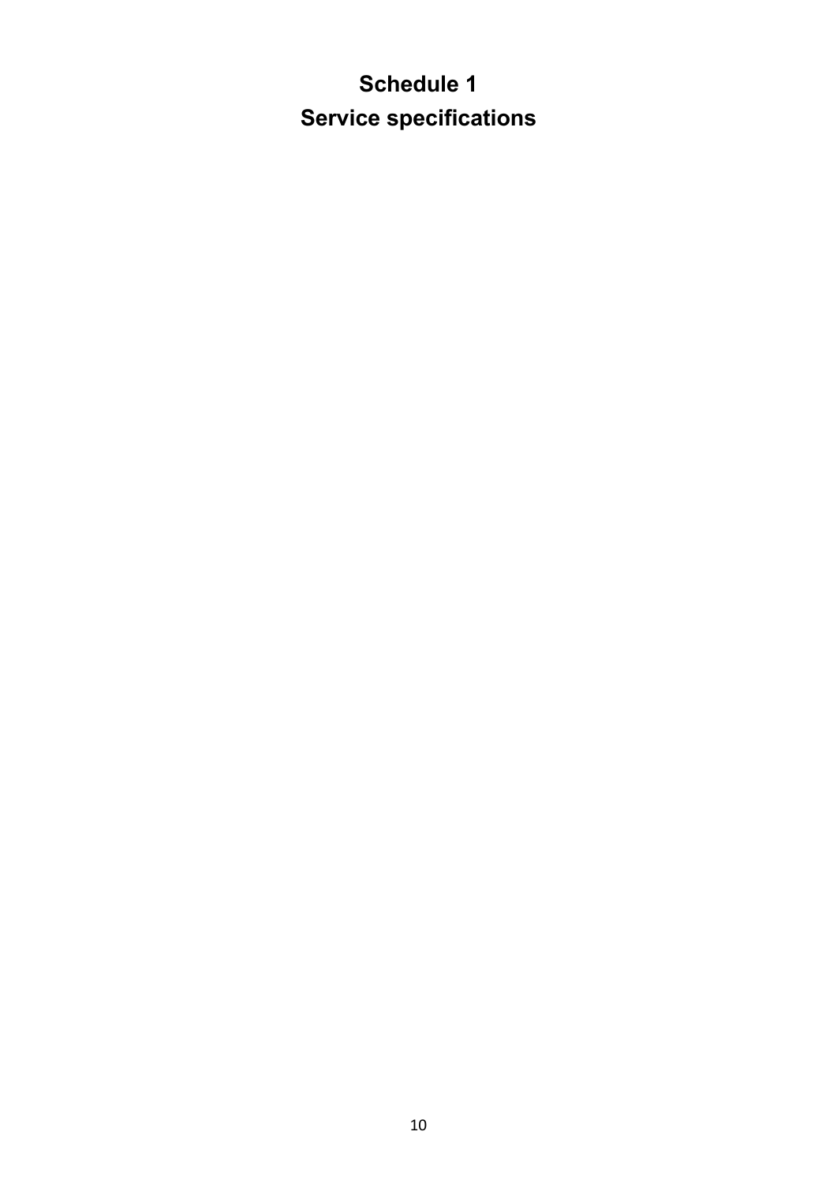# Schedule 1

# Service specifications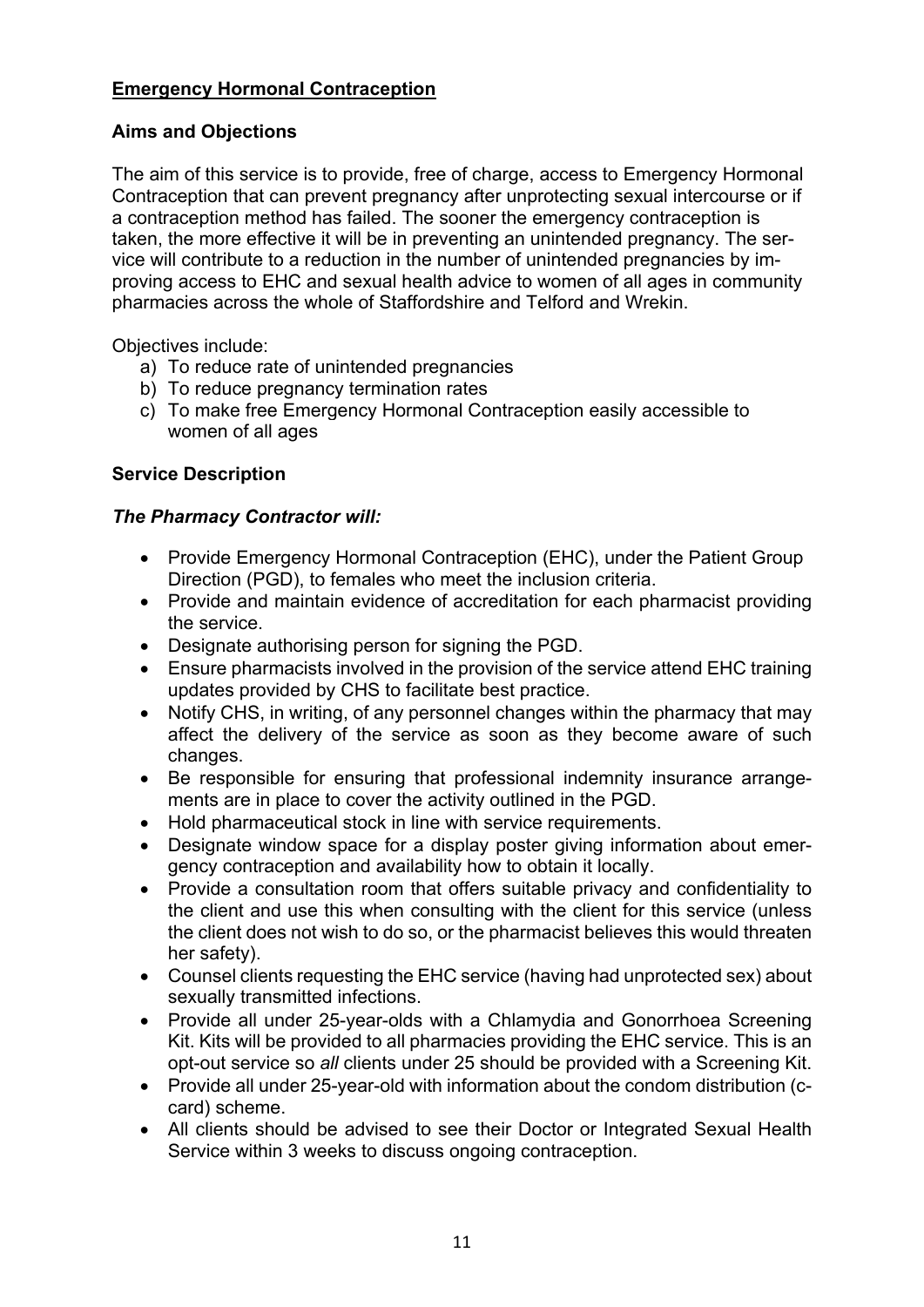**<u>Emergency Hormonal Contraception</u>**

**Aims and Objections**

The aim of this service is to provide, free of charge, access to Emergency Hormonal Contraception that can prevent pregnancy after unprotecting sexual intercourse or if a contraception method has failed. The sooner the emergency contraception is taken, the more effective it will be in preventing an unintended pregnancy. The service will contribute to a reduction in the number of unintended pregnancies by improving access to EHC and sexual health advice to women of all ages in community pharmacies across the whole of Staffordshire and Telford and Wrekin.

Objectives include:

a) To reduce rate of unintended pregnancies
b) To reduce pregnancy termination rates
c) To make free Emergency Hormonal Contraception easily accessible to women of all ages

**Service Description**

***The Pharmacy Contractor will:***

- Provide Emergency Hormonal Contraception (EHC), under the Patient Group Direction (PGD), to females who meet the inclusion criteria.
- Provide and maintain evidence of accreditation for each pharmacist providing the service.
- Designate authorising person for signing the PGD.
- Ensure pharmacists involved in the provision of the service attend EHC training updates provided by CHS to facilitate best practice.
- Notify CHS, in writing, of any personnel changes within the pharmacy that may affect the delivery of the service as soon as they become aware of such changes.
- Be responsible for ensuring that professional indemnity insurance arrangements are in place to cover the activity outlined in the PGD.
- Hold pharmaceutical stock in line with service requirements.
- Designate window space for a display poster giving information about emergency contraception and availability how to obtain it locally.
- Provide a consultation room that offers suitable privacy and confidentiality to the client and use this when consulting with the client for this service (unless the client does not wish to do so, or the pharmacist believes this would threaten her safety).
- Counsel clients requesting the EHC service (having had unprotected sex) about sexually transmitted infections.
- Provide all under 25-year-olds with a Chlamydia and Gonorrhoea Screening Kit. Kits will be provided to all pharmacies providing the EHC service. This is an opt-out service so *all* clients under 25 should be provided with a Screening Kit.
- Provide all under 25-year-old with information about the condom distribution (c-card) scheme.
- All clients should be advised to see their Doctor or Integrated Sexual Health Service within 3 weeks to discuss ongoing contraception.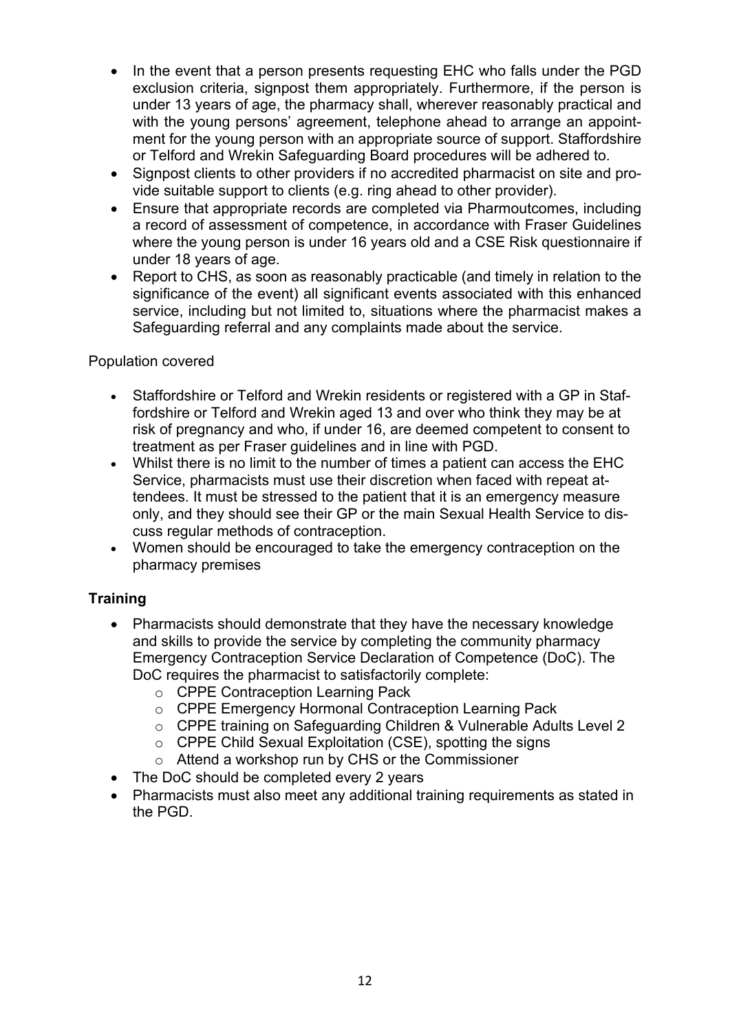- In the event that a person presents requesting EHC who falls under the PGD exclusion criteria, signpost them appropriately. Furthermore, if the person is under 13 years of age, the pharmacy shall, wherever reasonably practical and with the young persons' agreement, telephone ahead to arrange an appointment for the young person with an appropriate source of support. Staffordshire or Telford and Wrekin Safeguarding Board procedures will be adhered to.
- Signpost clients to other providers if no accredited pharmacist on site and provide suitable support to clients (e.g. ring ahead to other provider).
- Ensure that appropriate records are completed via Pharmoutcomes, including a record of assessment of competence, in accordance with Fraser Guidelines where the young person is under 16 years old and a CSE Risk questionnaire if under 18 years of age.
- Report to CHS, as soon as reasonably practicable (and timely in relation to the significance of the event) all significant events associated with this enhanced service, including but not limited to, situations where the pharmacist makes a Safeguarding referral and any complaints made about the service.

Population covered

- Staffordshire or Telford and Wrekin residents or registered with a GP in Staffordshire or Telford and Wrekin aged 13 and over who think they may be at risk of pregnancy and who, if under 16, are deemed competent to consent to treatment as per Fraser guidelines and in line with PGD.
- Whilst there is no limit to the number of times a patient can access the EHC Service, pharmacists must use their discretion when faced with repeat attendees. It must be stressed to the patient that it is an emergency measure only, and they should see their GP or the main Sexual Health Service to discuss regular methods of contraception.
- Women should be encouraged to take the emergency contraception on the pharmacy premises

**Training**

- Pharmacists should demonstrate that they have the necessary knowledge and skills to provide the service by completing the community pharmacy Emergency Contraception Service Declaration of Competence (DoC). The DoC requires the pharmacist to satisfactorily complete:
  - CPPE Contraception Learning Pack
  - CPPE Emergency Hormonal Contraception Learning Pack
  - CPPE training on Safeguarding Children & Vulnerable Adults Level 2
  - CPPE Child Sexual Exploitation (CSE), spotting the signs
  - Attend a workshop run by CHS or the Commissioner
- The DoC should be completed every 2 years
- Pharmacists must also meet any additional training requirements as stated in the PGD.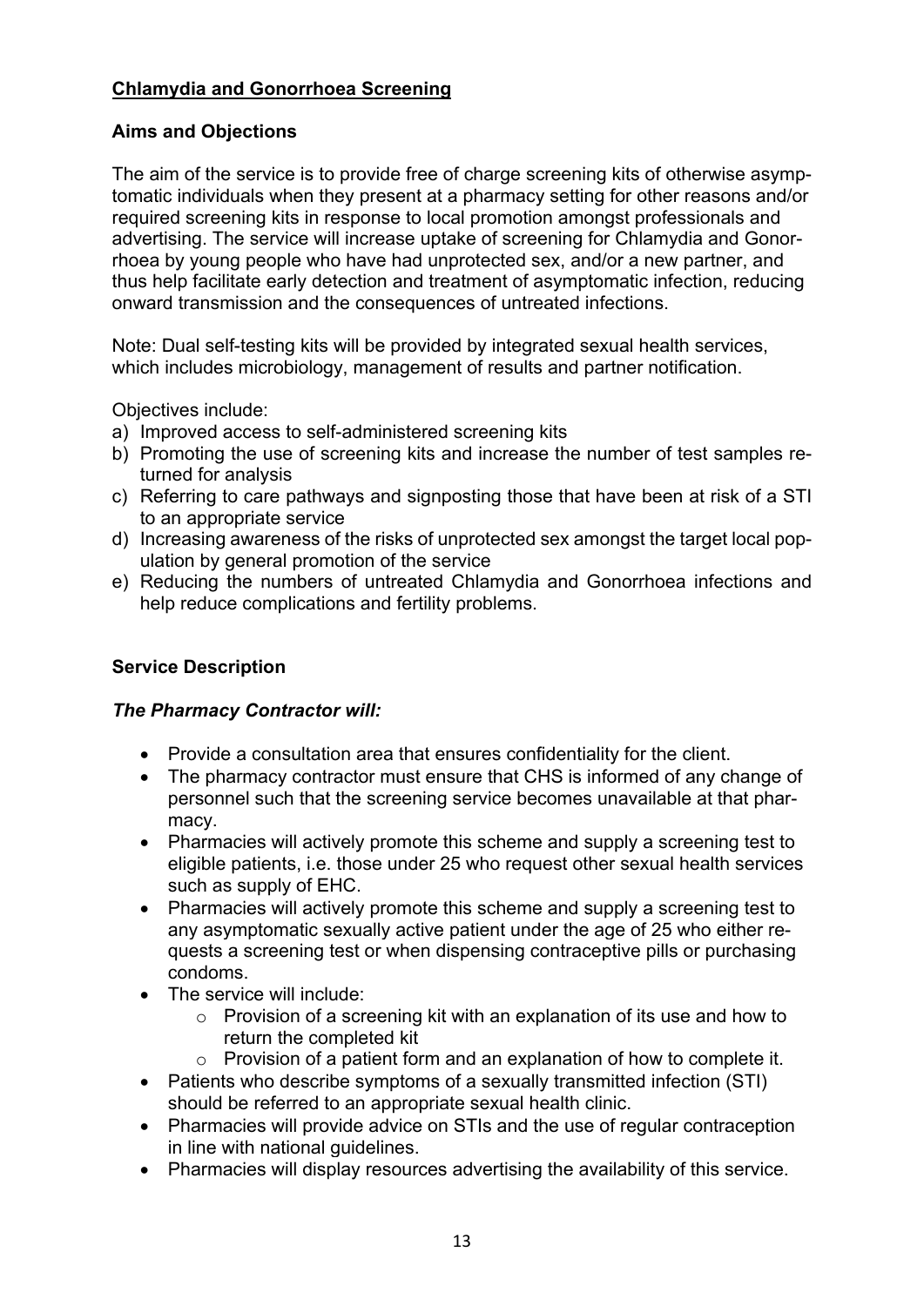## Chlamydia and Gonorrhoea Screening

### Aims and Objections

The aim of the service is to provide free of charge screening kits of otherwise asymptomatic individuals when they present at a pharmacy setting for other reasons and/or required screening kits in response to local promotion amongst professionals and advertising. The service will increase uptake of screening for Chlamydia and Gonorrhoea by young people who have had unprotected sex, and/or a new partner, and thus help facilitate early detection and treatment of asymptomatic infection, reducing onward transmission and the consequences of untreated infections.

Note: Dual self-testing kits will be provided by integrated sexual health services, which includes microbiology, management of results and partner notification.

Objectives include:

a) Improved access to self-administered screening kits
b) Promoting the use of screening kits and increase the number of test samples returned for analysis
c) Referring to care pathways and signposting those that have been at risk of a STI to an appropriate service
d) Increasing awareness of the risks of unprotected sex amongst the target local population by general promotion of the service
e) Reducing the numbers of untreated Chlamydia and Gonorrhoea infections and help reduce complications and fertility problems.

### Service Description

#### *The Pharmacy Contractor will:*

- Provide a consultation area that ensures confidentiality for the client.
- The pharmacy contractor must ensure that CHS is informed of any change of personnel such that the screening service becomes unavailable at that pharmacy.
- Pharmacies will actively promote this scheme and supply a screening test to eligible patients, i.e. those under 25 who request other sexual health services such as supply of EHC.
- Pharmacies will actively promote this scheme and supply a screening test to any asymptomatic sexually active patient under the age of 25 who either requests a screening test or when dispensing contraceptive pills or purchasing condoms.
- The service will include:
  - Provision of a screening kit with an explanation of its use and how to return the completed kit
  - Provision of a patient form and an explanation of how to complete it.
- Patients who describe symptoms of a sexually transmitted infection (STI) should be referred to an appropriate sexual health clinic.
- Pharmacies will provide advice on STIs and the use of regular contraception in line with national guidelines.
- Pharmacies will display resources advertising the availability of this service.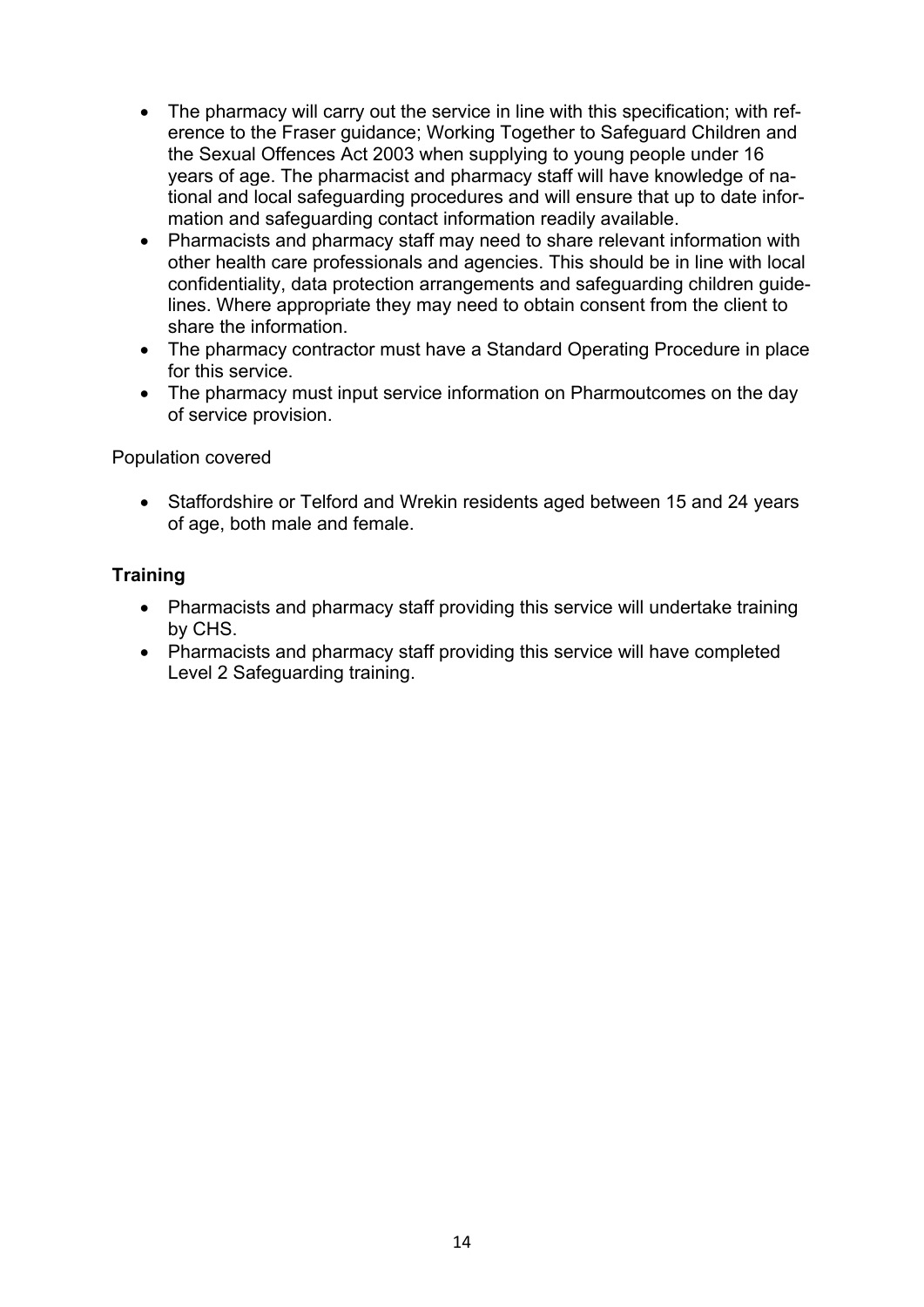- The pharmacy will carry out the service in line with this specification; with reference to the Fraser guidance; Working Together to Safeguard Children and the Sexual Offences Act 2003 when supplying to young people under 16 years of age. The pharmacist and pharmacy staff will have knowledge of national and local safeguarding procedures and will ensure that up to date information and safeguarding contact information readily available.
- Pharmacists and pharmacy staff may need to share relevant information with other health care professionals and agencies. This should be in line with local confidentiality, data protection arrangements and safeguarding children guidelines. Where appropriate they may need to obtain consent from the client to share the information.
- The pharmacy contractor must have a Standard Operating Procedure in place for this service.
- The pharmacy must input service information on Pharmoutcomes on the day of service provision.

Population covered

- Staffordshire or Telford and Wrekin residents aged between 15 and 24 years of age, both male and female.

**Training**

- Pharmacists and pharmacy staff providing this service will undertake training by CHS.
- Pharmacists and pharmacy staff providing this service will have completed Level 2 Safeguarding training.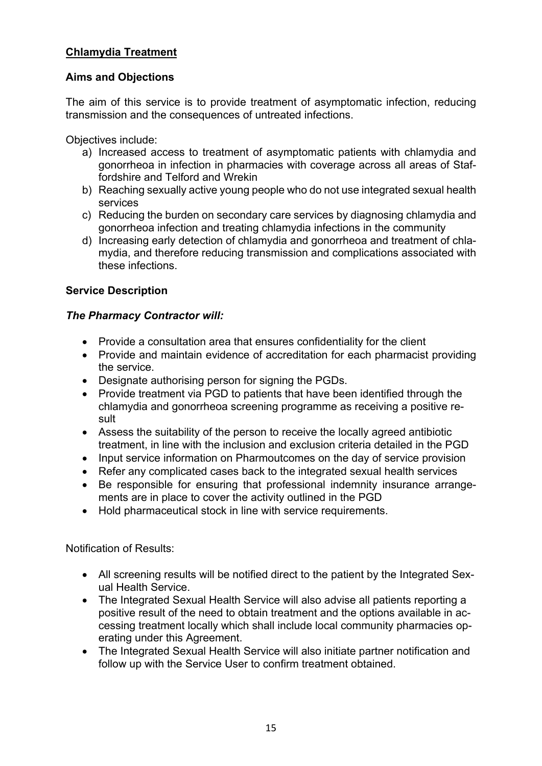## **Chlamydia Treatment**

### Aims and Objections

The aim of this service is to provide treatment of asymptomatic infection, reducing transmission and the consequences of untreated infections.

Objectives include:

a) Increased access to treatment of asymptomatic patients with chlamydia and gonorrheoa in infection in pharmacies with coverage across all areas of Staffordshire and Telford and Wrekin
b) Reaching sexually active young people who do not use integrated sexual health services
c) Reducing the burden on secondary care services by diagnosing chlamydia and gonorrheoa infection and treating chlamydia infections in the community
d) Increasing early detection of chlamydia and gonorrheoa and treatment of chlamydia, and therefore reducing transmission and complications associated with these infections.

### Service Description

***The Pharmacy Contractor will:***

- Provide a consultation area that ensures confidentiality for the client
- Provide and maintain evidence of accreditation for each pharmacist providing the service.
- Designate authorising person for signing the PGDs.
- Provide treatment via PGD to patients that have been identified through the chlamydia and gonorrheoa screening programme as receiving a positive result
- Assess the suitability of the person to receive the locally agreed antibiotic treatment, in line with the inclusion and exclusion criteria detailed in the PGD
- Input service information on Pharmoutcomes on the day of service provision
- Refer any complicated cases back to the integrated sexual health services
- Be responsible for ensuring that professional indemnity insurance arrangements are in place to cover the activity outlined in the PGD
- Hold pharmaceutical stock in line with service requirements.

Notification of Results:

- All screening results will be notified direct to the patient by the Integrated Sexual Health Service.
- The Integrated Sexual Health Service will also advise all patients reporting a positive result of the need to obtain treatment and the options available in accessing treatment locally which shall include local community pharmacies operating under this Agreement.
- The Integrated Sexual Health Service will also initiate partner notification and follow up with the Service User to confirm treatment obtained.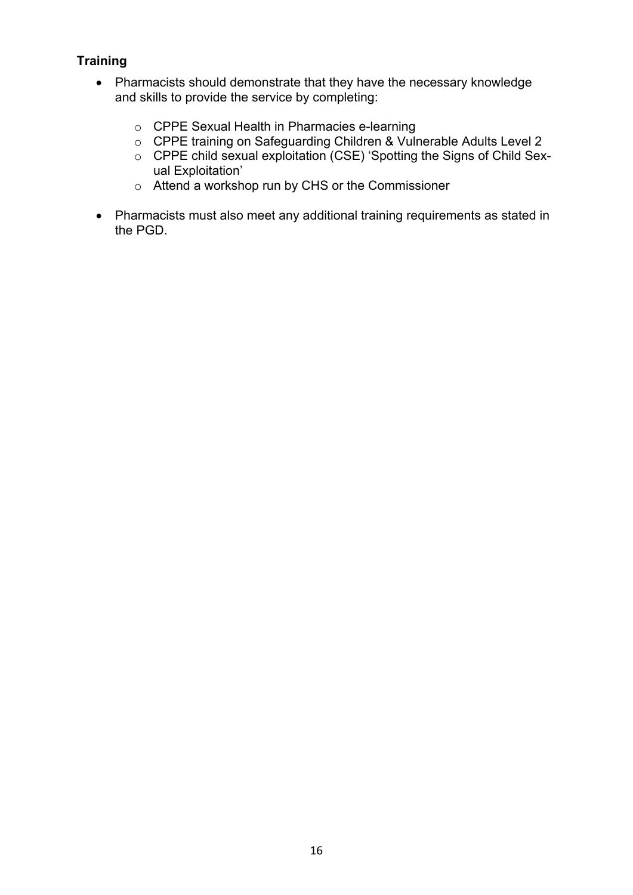**Training**

- Pharmacists should demonstrate that they have the necessary knowledge and skills to provide the service by completing:
    - CPPE Sexual Health in Pharmacies e-learning
    - CPPE training on Safeguarding Children & Vulnerable Adults Level 2
    - CPPE child sexual exploitation (CSE) 'Spotting the Signs of Child Sexual Exploitation'
    - Attend a workshop run by CHS or the Commissioner
- Pharmacists must also meet any additional training requirements as stated in the PGD.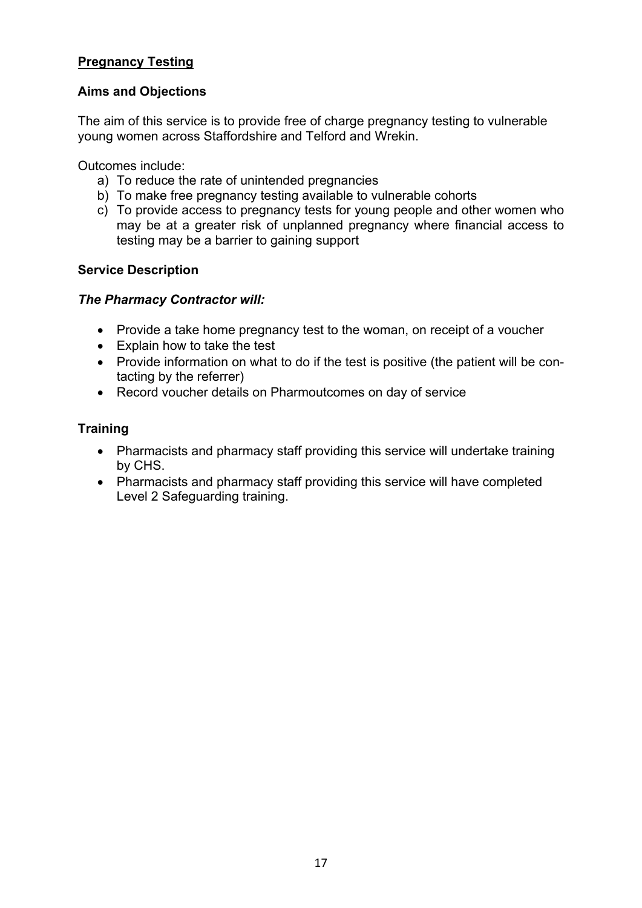## <u>Pregnancy Testing</u>

### Aims and Objections

The aim of this service is to provide free of charge pregnancy testing to vulnerable young women across Staffordshire and Telford and Wrekin.

Outcomes include:

a) To reduce the rate of unintended pregnancies
b) To make free pregnancy testing available to vulnerable cohorts
c) To provide access to pregnancy tests for young people and other women who may be at a greater risk of unplanned pregnancy where financial access to testing may be a barrier to gaining support

### Service Description

***The Pharmacy Contractor will:***

- Provide a take home pregnancy test to the woman, on receipt of a voucher
- Explain how to take the test
- Provide information on what to do if the test is positive (the patient will be contacting by the referrer)
- Record voucher details on Pharmoutcomes on day of service

### Training

- Pharmacists and pharmacy staff providing this service will undertake training by CHS.
- Pharmacists and pharmacy staff providing this service will have completed Level 2 Safeguarding training.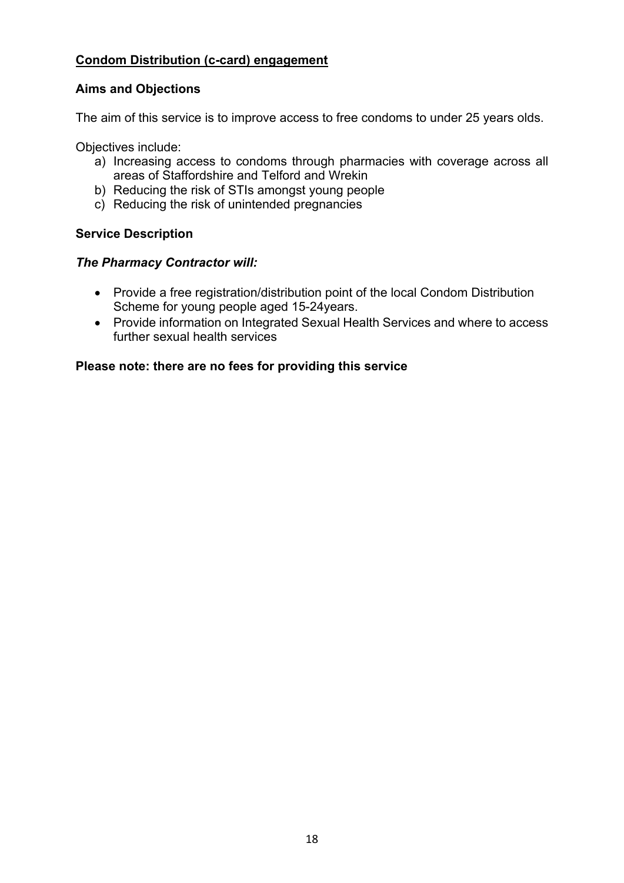## <u>Condom Distribution (c-card) engagement</u>

### Aims and Objections

The aim of this service is to improve access to free condoms to under 25 years olds.

Objectives include:

a) Increasing access to condoms through pharmacies with coverage across all areas of Staffordshire and Telford and Wrekin
b) Reducing the risk of STIs amongst young people
c) Reducing the risk of unintended pregnancies

### Service Description

***The Pharmacy Contractor will:***

- Provide a free registration/distribution point of the local Condom Distribution Scheme for young people aged 15-24years.
- Provide information on Integrated Sexual Health Services and where to access further sexual health services

**Please note: there are no fees for providing this service**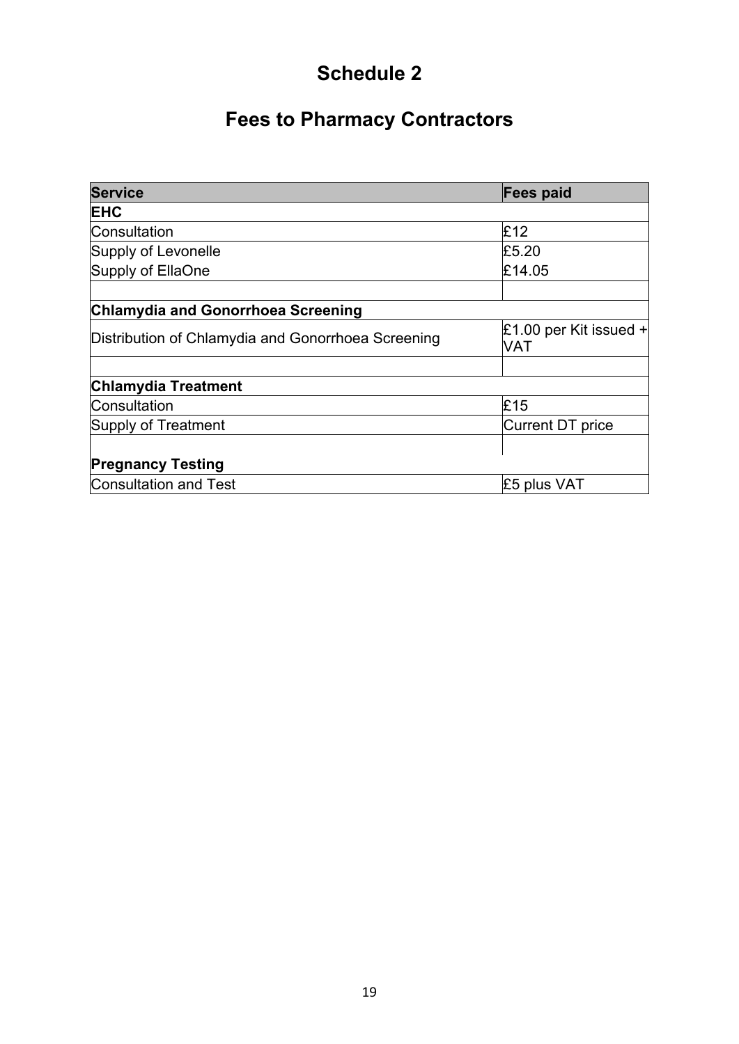# Schedule 2

## Fees to Pharmacy Contractors

| Service | Fees paid |
|---|---|
| **EHC** | |
| Consultation | £12 |
| Supply of Levonelle | £5.20 |
| Supply of EllaOne | £14.05 |
| | |
| **Chlamydia and Gonorrhoea Screening** | |
| Distribution of Chlamydia and Gonorrhoea Screening | £1.00 per Kit issued + VAT |
| | |
| **Chlamydia Treatment** | |
| Consultation | £15 |
| Supply of Treatment | Current DT price |
| | |
| **Pregnancy Testing** | |
| Consultation and Test | £5 plus VAT |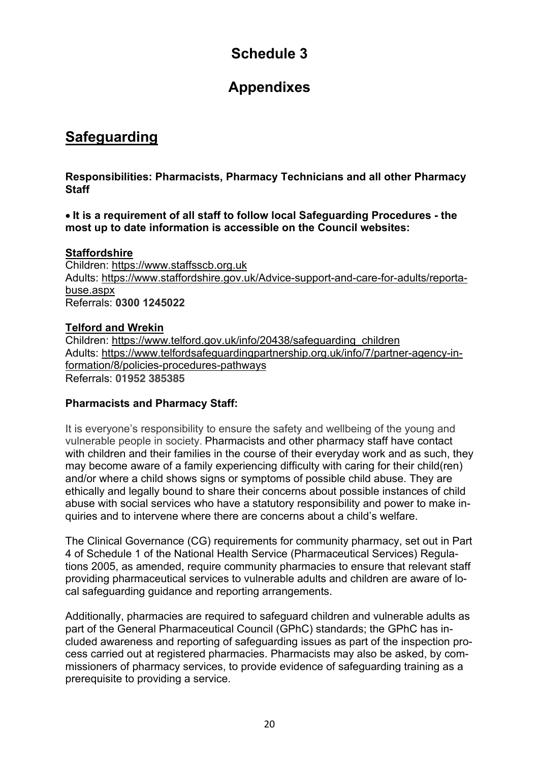# Schedule 3

# Appendixes

## Safeguarding

**Responsibilities: Pharmacists, Pharmacy Technicians and all other Pharmacy Staff**

- **It is a requirement of all staff to follow local Safeguarding Procedures - the most up to date information is accessible on the Council websites:**

**Staffordshire**
Children: https://www.staffsscb.org.uk
Adults: https://www.staffordshire.gov.uk/Advice-support-and-care-for-adults/reportabuse.aspx
Referrals: **0300 1245022**

**Telford and Wrekin**
Children: https://www.telford.gov.uk/info/20438/safeguarding_children
Adults: https://www.telfordsafeguardingpartnership.org.uk/info/7/partner-agency-information/8/policies-procedures-pathways
Referrals: **01952 385385**

### Pharmacists and Pharmacy Staff:

It is everyone's responsibility to ensure the safety and wellbeing of the young and vulnerable people in society. Pharmacists and other pharmacy staff have contact with children and their families in the course of their everyday work and as such, they may become aware of a family experiencing difficulty with caring for their child(ren) and/or where a child shows signs or symptoms of possible child abuse. They are ethically and legally bound to share their concerns about possible instances of child abuse with social services who have a statutory responsibility and power to make inquiries and to intervene where there are concerns about a child's welfare.

The Clinical Governance (CG) requirements for community pharmacy, set out in Part 4 of Schedule 1 of the National Health Service (Pharmaceutical Services) Regulations 2005, as amended, require community pharmacies to ensure that relevant staff providing pharmaceutical services to vulnerable adults and children are aware of local safeguarding guidance and reporting arrangements.

Additionally, pharmacies are required to safeguard children and vulnerable adults as part of the General Pharmaceutical Council (GPhC) standards; the GPhC has included awareness and reporting of safeguarding issues as part of the inspection process carried out at registered pharmacies. Pharmacists may also be asked, by commissioners of pharmacy services, to provide evidence of safeguarding training as a prerequisite to providing a service.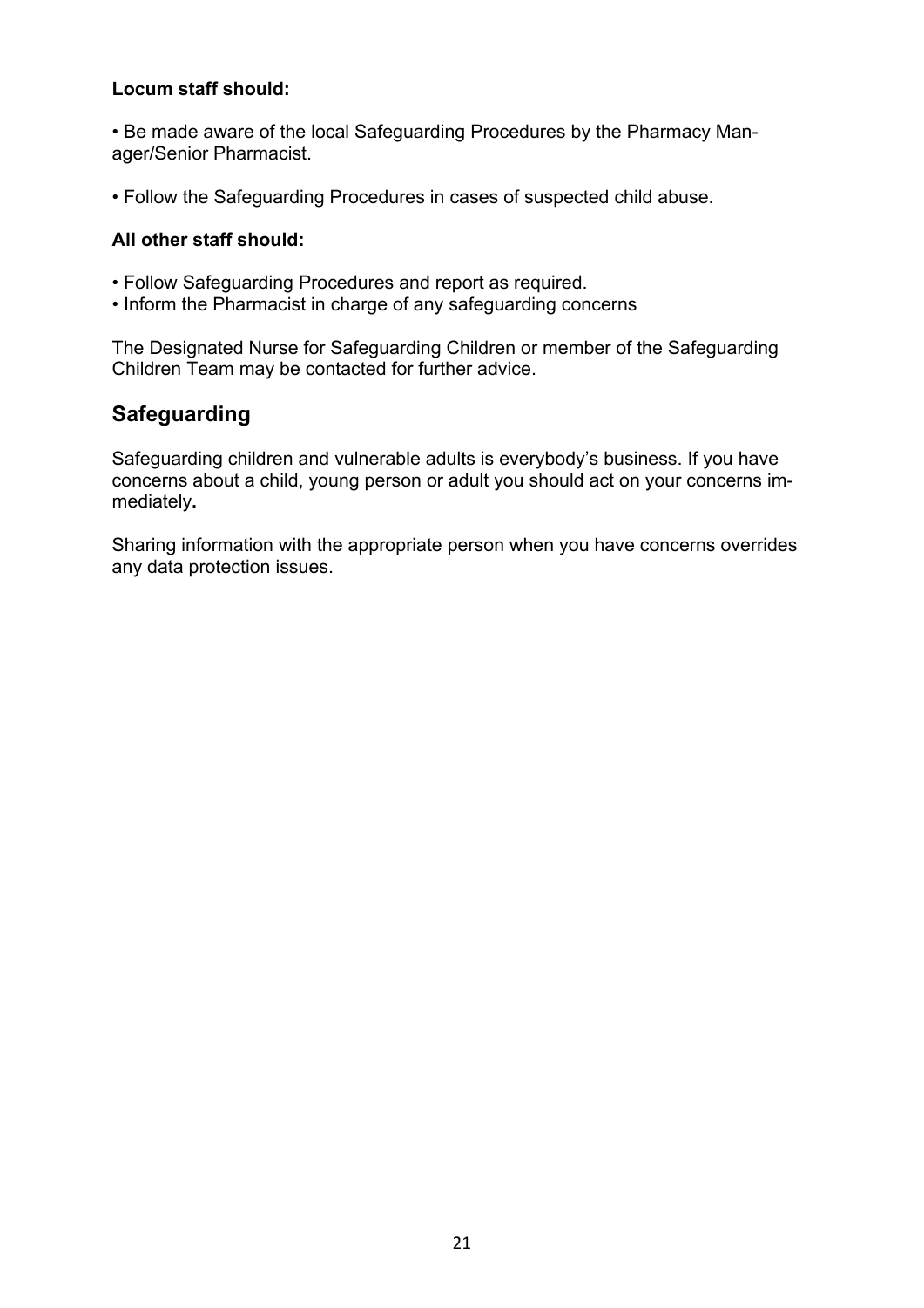**Locum staff should:**

• Be made aware of the local Safeguarding Procedures by the Pharmacy Manager/Senior Pharmacist.

• Follow the Safeguarding Procedures in cases of suspected child abuse.

**All other staff should:**

• Follow Safeguarding Procedures and report as required.
• Inform the Pharmacist in charge of any safeguarding concerns

The Designated Nurse for Safeguarding Children or member of the Safeguarding Children Team may be contacted for further advice.

## Safeguarding

Safeguarding children and vulnerable adults is everybody's business. If you have concerns about a child, young person or adult you should act on your concerns immediately**.**

Sharing information with the appropriate person when you have concerns overrides any data protection issues.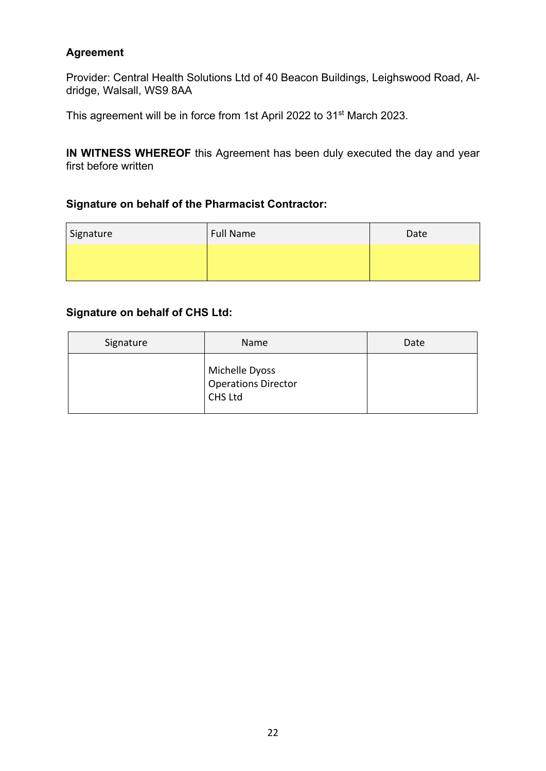**Agreement**

Provider: Central Health Solutions Ltd of 40 Beacon Buildings, Leighswood Road, Aldridge, Walsall, WS9 8AA

This agreement will be in force from 1st April 2022 to 31st March 2023.

**IN WITNESS WHEREOF** this Agreement has been duly executed the day and year first before written

**Signature on behalf of the Pharmacist Contractor:**

| Signature | Full Name | Date |
|---|---|---|
| | | |

**Signature on behalf of CHS Ltd:**

| Signature | Name | Date |
|---|---|---|
| | Michelle Dyoss<br>Operations Director<br>CHS Ltd | |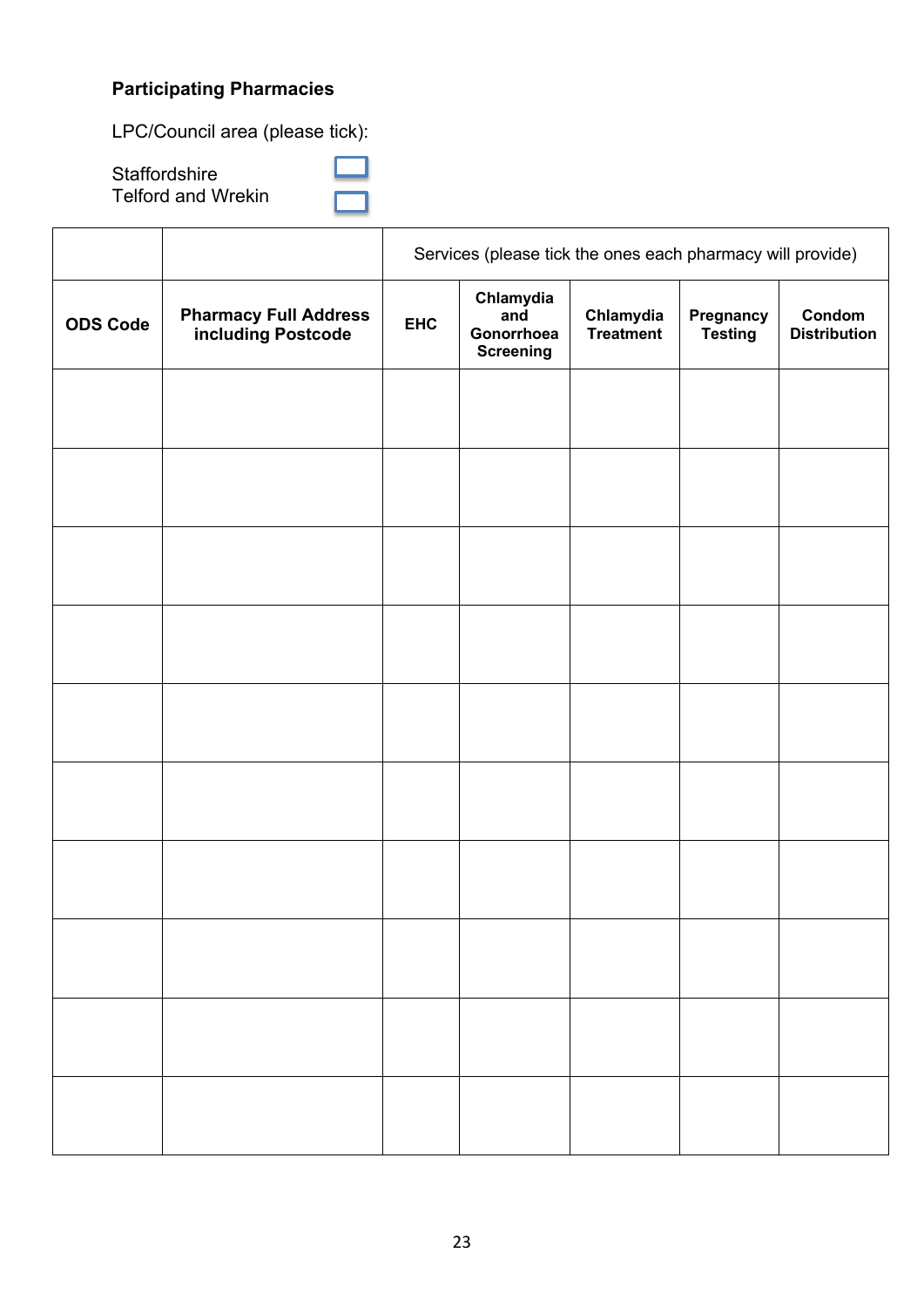**Participating Pharmacies**

LPC/Council area (please tick):

Staffordshire ☐
Telford and Wrekin ☐

| | | Services (please tick the ones each pharmacy will provide) | | | | |
|---|---|---|---|---|---|---|
| **ODS Code** | **Pharmacy Full Address including Postcode** | **EHC** | **Chlamydia and Gonorrhoea Screening** | **Chlamydia Treatment** | **Pregnancy Testing** | **Condom Distribution** |
| | | | | | | |
| | | | | | | |
| | | | | | | |
| | | | | | | |
| | | | | | | |
| | | | | | | |
| | | | | | | |
| | | | | | | |
| | | | | | | |
| | | | | | | |